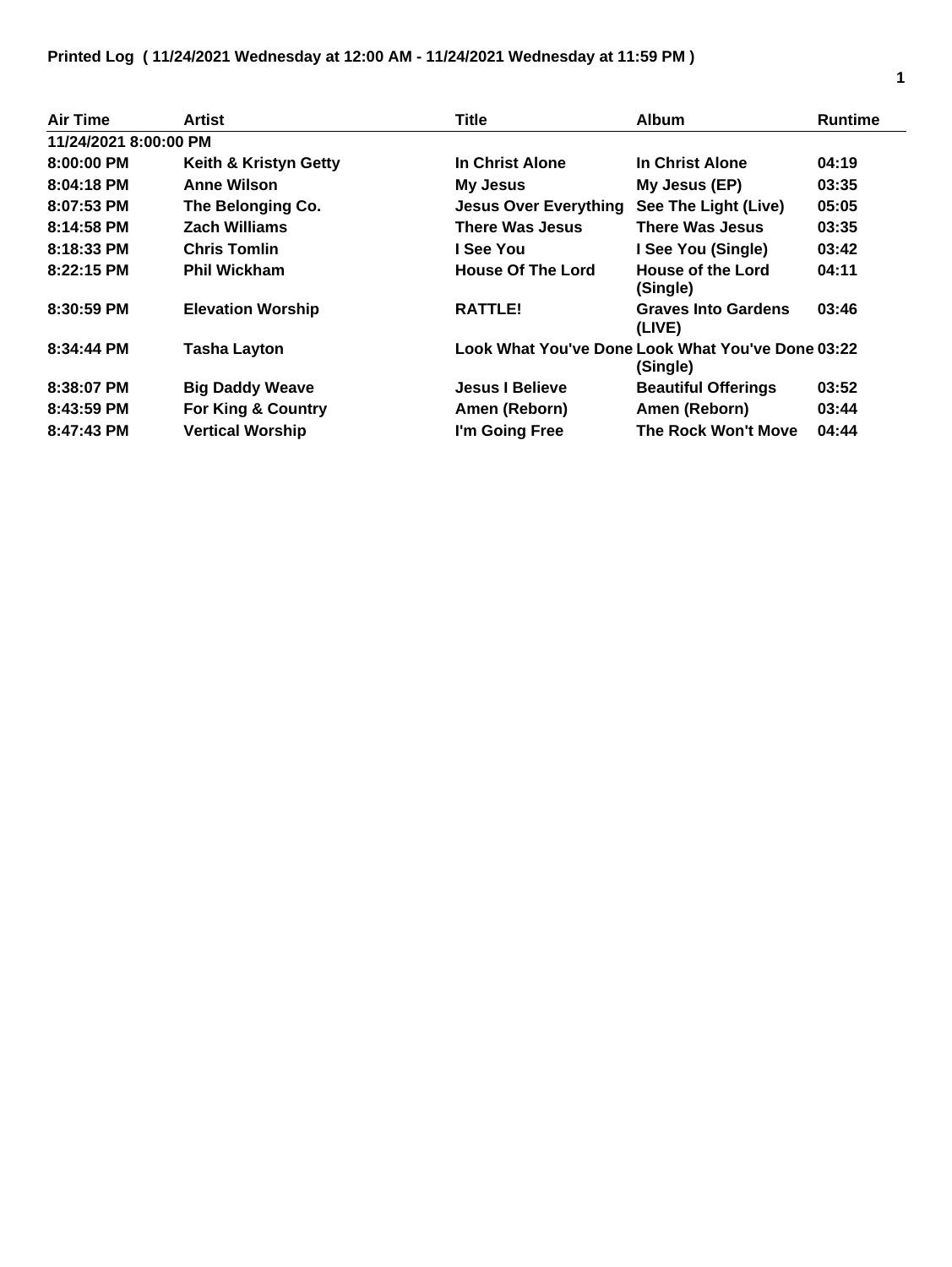**Printed Log ( 11/24/2021 Wednesday at 12:00 AM - 11/24/2021 Wednesday at 11:59 PM )**

| Air Time | Artist | Title | Album | Runtime |
|---|---|---|---|---|
| **11/24/2021 8:00:00 PM** | | | | |
| 8:00:00 PM | Keith & Kristyn Getty | In Christ Alone | In Christ Alone | 04:19 |
| 8:04:18 PM | Anne Wilson | My Jesus | My Jesus (EP) | 03:35 |
| 8:07:53 PM | The Belonging Co. | Jesus Over Everything | See The Light (Live) | 05:05 |
| 8:14:58 PM | Zach Williams | There Was Jesus | There Was Jesus | 03:35 |
| 8:18:33 PM | Chris Tomlin | I See You | I See You (Single) | 03:42 |
| 8:22:15 PM | Phil Wickham | House Of The Lord | House of the Lord (Single) | 04:11 |
| 8:30:59 PM | Elevation Worship | RATTLE! | Graves Into Gardens (LIVE) | 03:46 |
| 8:34:44 PM | Tasha Layton | Look What You've Done | Look What You've Done (Single) | 03:22 |
| 8:38:07 PM | Big Daddy Weave | Jesus I Believe | Beautiful Offerings | 03:52 |
| 8:43:59 PM | For King & Country | Amen (Reborn) | Amen (Reborn) | 03:44 |
| 8:47:43 PM | Vertical Worship | I'm Going Free | The Rock Won't Move | 04:44 |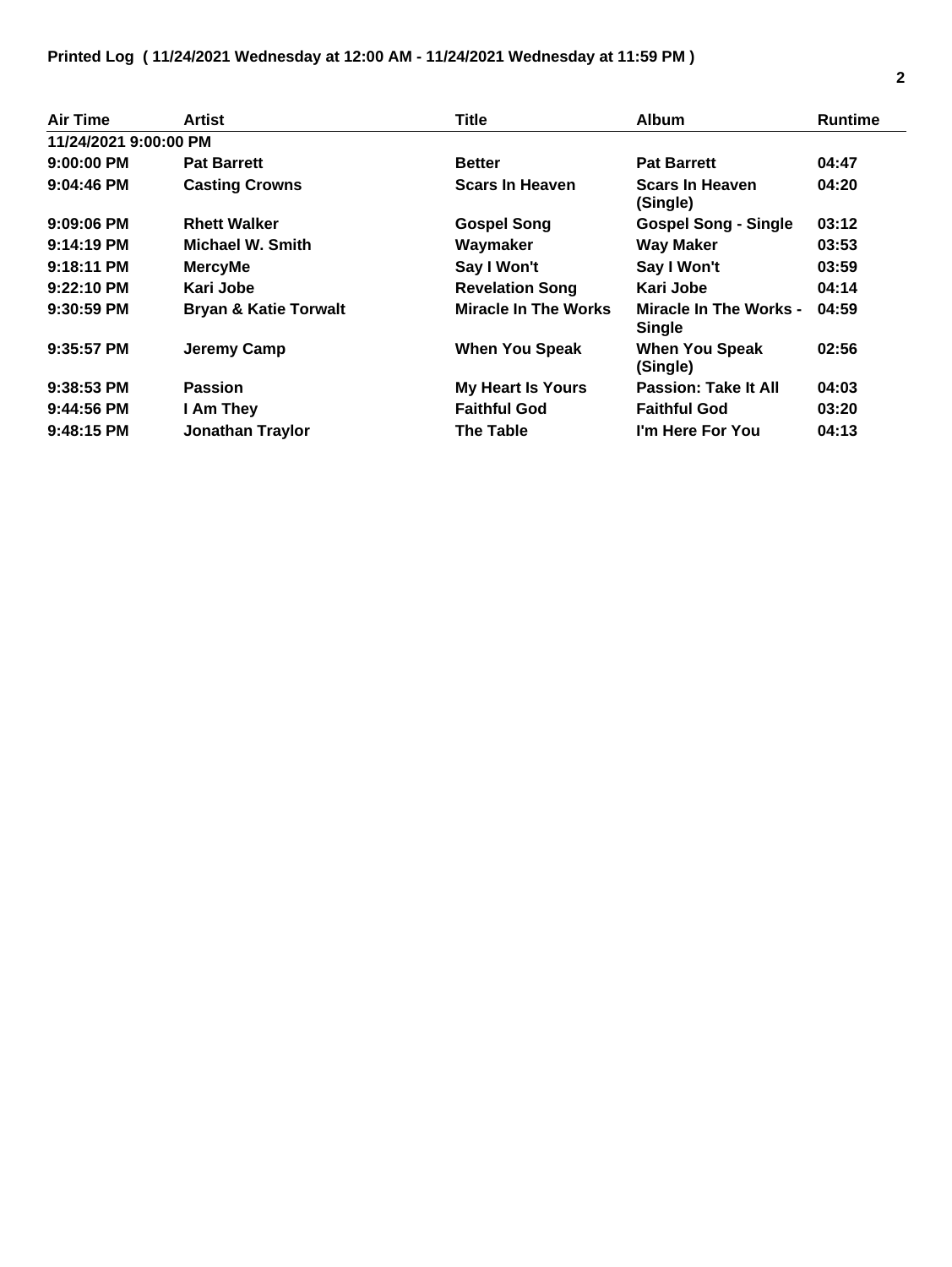**Printed Log ( 11/24/2021 Wednesday at 12:00 AM - 11/24/2021 Wednesday at 11:59 PM )**

| Air Time | Artist | Title | Album | Runtime |
|---|---|---|---|---|
| **11/24/2021 9:00:00 PM** | | | | |
| 9:00:00 PM | Pat Barrett | Better | Pat Barrett | 04:47 |
| 9:04:46 PM | Casting Crowns | Scars In Heaven | Scars In Heaven (Single) | 04:20 |
| 9:09:06 PM | Rhett Walker | Gospel Song | Gospel Song - Single | 03:12 |
| 9:14:19 PM | Michael W. Smith | Waymaker | Way Maker | 03:53 |
| 9:18:11 PM | MercyMe | Say I Won't | Say I Won't | 03:59 |
| 9:22:10 PM | Kari Jobe | Revelation Song | Kari Jobe | 04:14 |
| 9:30:59 PM | Bryan & Katie Torwalt | Miracle In The Works | Miracle In The Works - Single | 04:59 |
| 9:35:57 PM | Jeremy Camp | When You Speak | When You Speak (Single) | 02:56 |
| 9:38:53 PM | Passion | My Heart Is Yours | Passion: Take It All | 04:03 |
| 9:44:56 PM | I Am They | Faithful God | Faithful God | 03:20 |
| 9:48:15 PM | Jonathan Traylor | The Table | I'm Here For You | 04:13 |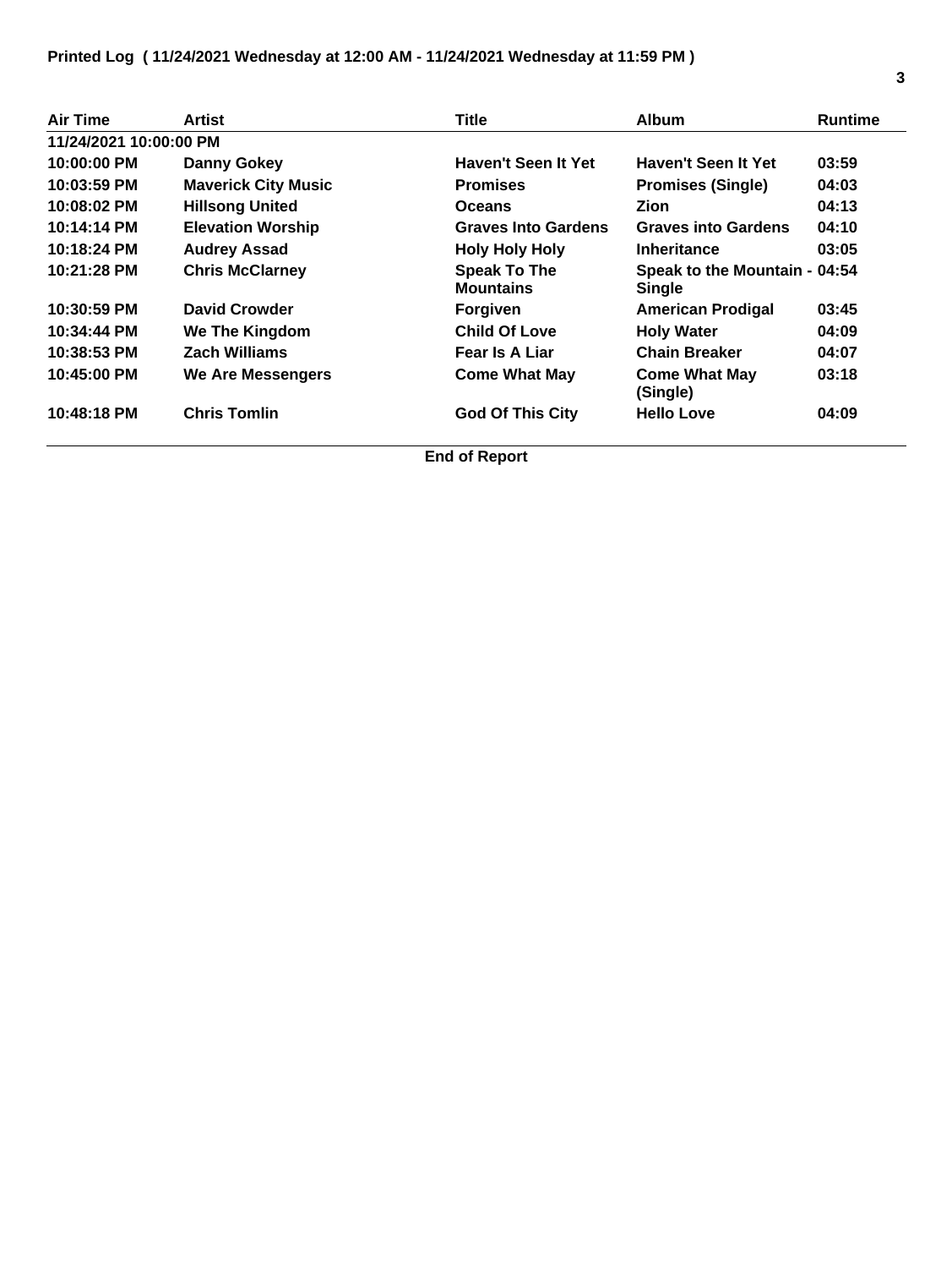**Printed Log ( 11/24/2021 Wednesday at 12:00 AM - 11/24/2021 Wednesday at 11:59 PM )**

| Air Time | Artist | Title | Album | Runtime |
|---|---|---|---|---|
| **11/24/2021 10:00:00 PM** | | | | |
| 10:00:00 PM | Danny Gokey | Haven't Seen It Yet | Haven't Seen It Yet | 03:59 |
| 10:03:59 PM | Maverick City Music | Promises | Promises (Single) | 04:03 |
| 10:08:02 PM | Hillsong United | Oceans | Zion | 04:13 |
| 10:14:14 PM | Elevation Worship | Graves Into Gardens | Graves into Gardens | 04:10 |
| 10:18:24 PM | Audrey Assad | Holy Holy Holy | Inheritance | 03:05 |
| 10:21:28 PM | Chris McClarney | Speak To The Mountains | Speak to the Mountain - Single | 04:54 |
| 10:30:59 PM | David Crowder | Forgiven | American Prodigal | 03:45 |
| 10:34:44 PM | We The Kingdom | Child Of Love | Holy Water | 04:09 |
| 10:38:53 PM | Zach Williams | Fear Is A Liar | Chain Breaker | 04:07 |
| 10:45:00 PM | We Are Messengers | Come What May | Come What May (Single) | 03:18 |
| 10:48:18 PM | Chris Tomlin | God Of This City | Hello Love | 04:09 |

**End of Report**